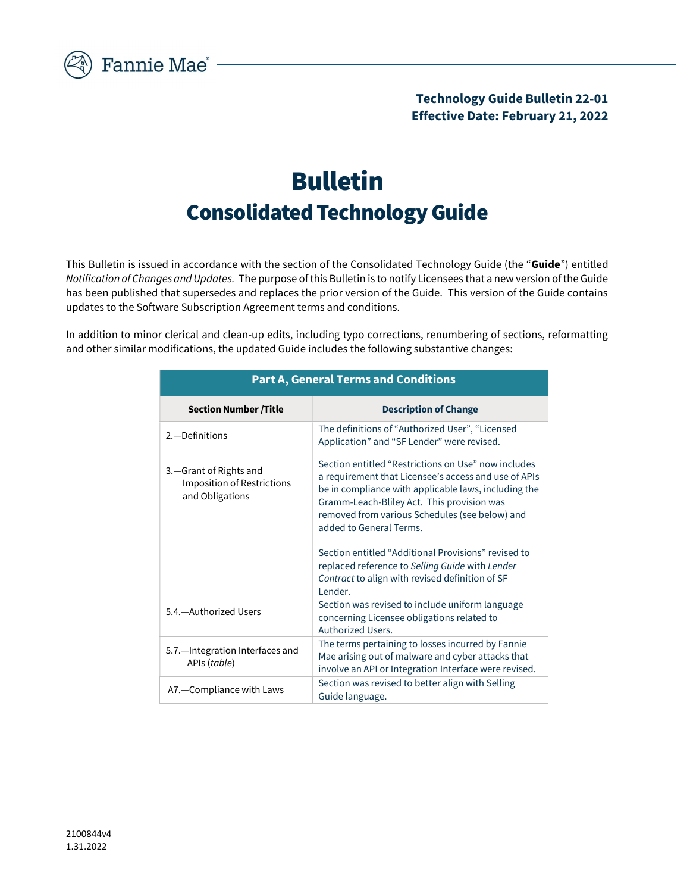**Technology Guide Bulletin 22-01**
**Effective Date: February 21, 2022**

# Bulletin
## Consolidated Technology Guide

This Bulletin is issued in accordance with the section of the Consolidated Technology Guide (the "**Guide**") entitled *Notification of Changes and Updates.* The purpose of this Bulletin is to notify Licensees that a new version of the Guide has been published that supersedes and replaces the prior version of the Guide. This version of the Guide contains updates to the Software Subscription Agreement terms and conditions.

In addition to minor clerical and clean-up edits, including typo corrections, renumbering of sections, reformatting and other similar modifications, the updated Guide includes the following substantive changes:

| **Part A, General Terms and Conditions** | |
|---|---|
| **Section Number /Title** | **Description of Change** |
| 2.—Definitions | The definitions of "Authorized User", "Licensed Application" and "SF Lender" were revised. |
| 3.—Grant of Rights and Imposition of Restrictions and Obligations | Section entitled "Restrictions on Use" now includes a requirement that Licensee's access and use of APIs be in compliance with applicable laws, including the Gramm-Leach-Bliley Act. This provision was removed from various Schedules (see below) and added to General Terms.<br><br>Section entitled "Additional Provisions" revised to replaced reference to *Selling Guide* with *Lender Contract* to align with revised definition of SF Lender. |
| 5.4.—Authorized Users | Section was revised to include uniform language concerning Licensee obligations related to Authorized Users. |
| 5.7.—Integration Interfaces and APIs (*table*) | The terms pertaining to losses incurred by Fannie Mae arising out of malware and cyber attacks that involve an API or Integration Interface were revised. |
| A7.—Compliance with Laws | Section was revised to better align with Selling Guide language. |

2100844v4
1.31.2022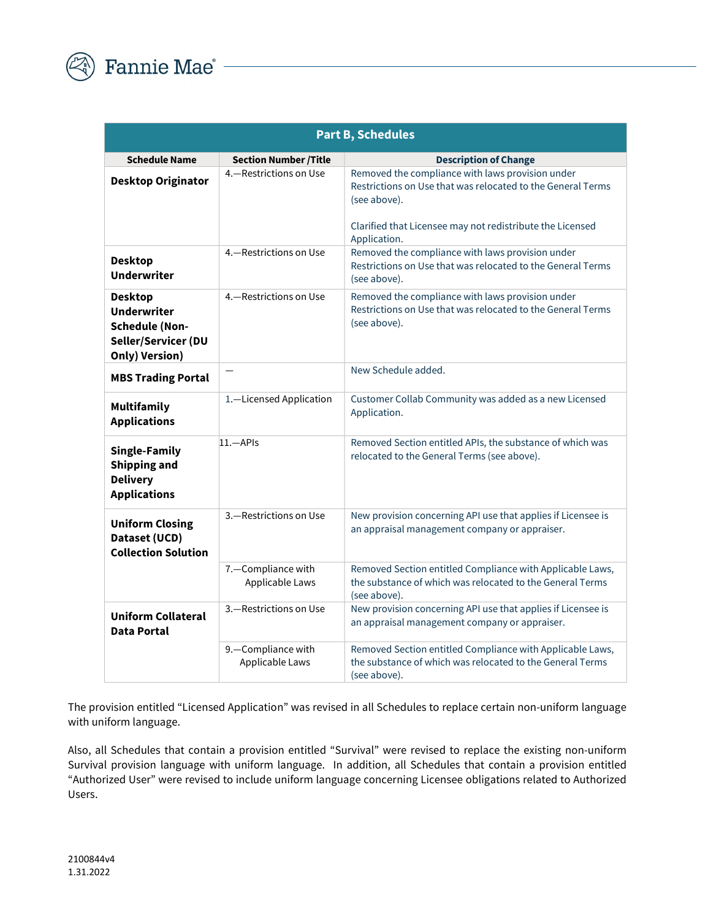| Part B, Schedules | | |
|---|---|---|
| **Schedule Name** | **Section Number /Title** | **Description of Change** |
| **Desktop Originator** | 4.—Restrictions on Use | Removed the compliance with laws provision under Restrictions on Use that was relocated to the General Terms (see above).<br><br>Clarified that Licensee may not redistribute the Licensed Application. |
| **Desktop Underwriter** | 4.—Restrictions on Use | Removed the compliance with laws provision under Restrictions on Use that was relocated to the General Terms (see above). |
| **Desktop Underwriter Schedule (Non-Seller/Servicer (DU Only) Version)** | 4.—Restrictions on Use | Removed the compliance with laws provision under Restrictions on Use that was relocated to the General Terms (see above). |
| **MBS Trading Portal** | — | New Schedule added. |
| **Multifamily Applications** | 1.—Licensed Application | Customer Collab Community was added as a new Licensed Application. |
| **Single-Family Shipping and Delivery Applications** | 11.—APIs | Removed Section entitled APIs, the substance of which was relocated to the General Terms (see above). |
| **Uniform Closing Dataset (UCD) Collection Solution** | 3.—Restrictions on Use | New provision concerning API use that applies if Licensee is an appraisal management company or appraiser. |
| | 7.—Compliance with Applicable Laws | Removed Section entitled Compliance with Applicable Laws, the substance of which was relocated to the General Terms (see above). |
| **Uniform Collateral Data Portal** | 3.—Restrictions on Use | New provision concerning API use that applies if Licensee is an appraisal management company or appraiser. |
| | 9.—Compliance with Applicable Laws | Removed Section entitled Compliance with Applicable Laws, the substance of which was relocated to the General Terms (see above). |

The provision entitled "Licensed Application" was revised in all Schedules to replace certain non-uniform language with uniform language.

Also, all Schedules that contain a provision entitled "Survival" were revised to replace the existing non-uniform Survival provision language with uniform language. In addition, all Schedules that contain a provision entitled "Authorized User" were revised to include uniform language concerning Licensee obligations related to Authorized Users.

2100844v4
1.31.2022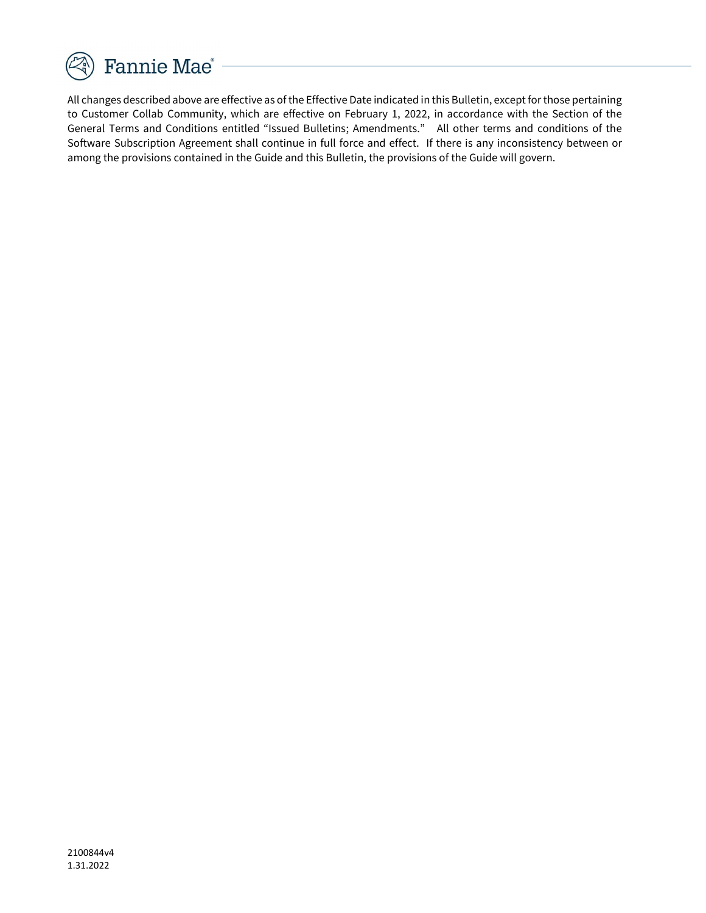All changes described above are effective as of the Effective Date indicated in this Bulletin, except for those pertaining to Customer Collab Community, which are effective on February 1, 2022, in accordance with the Section of the General Terms and Conditions entitled "Issued Bulletins; Amendments." All other terms and conditions of the Software Subscription Agreement shall continue in full force and effect. If there is any inconsistency between or among the provisions contained in the Guide and this Bulletin, the provisions of the Guide will govern.

2100844v4
1.31.2022